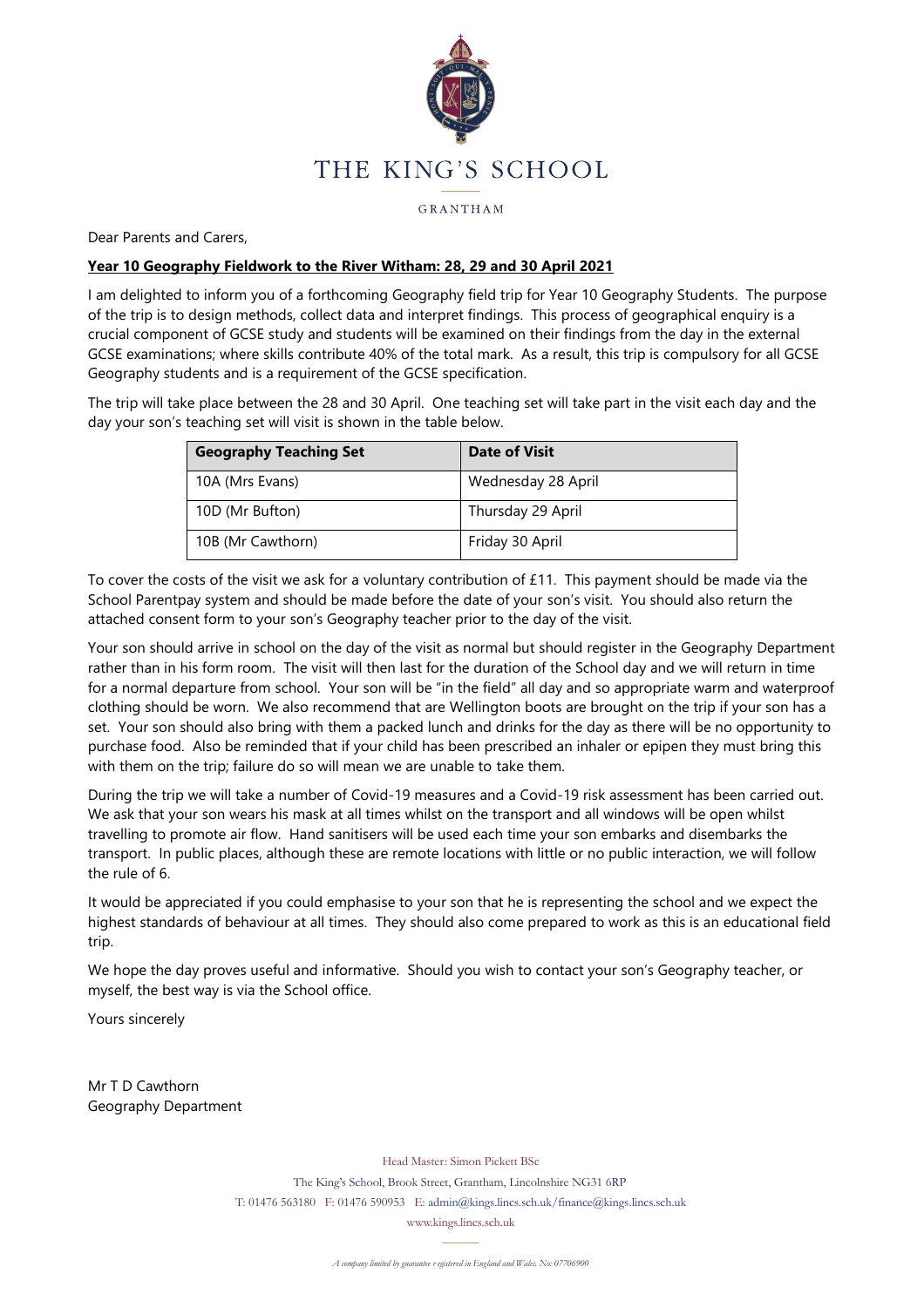THE KING'S SCHOOL

GRANTHAM

Dear Parents and Carers,

**Year 10 Geography Fieldwork to the River Witham: 28, 29 and 30 April 2021**

I am delighted to inform you of a forthcoming Geography field trip for Year 10 Geography Students. The purpose of the trip is to design methods, collect data and interpret findings. This process of geographical enquiry is a crucial component of GCSE study and students will be examined on their findings from the day in the external GCSE examinations; where skills contribute 40% of the total mark. As a result, this trip is compulsory for all GCSE Geography students and is a requirement of the GCSE specification.

The trip will take place between the 28 and 30 April. One teaching set will take part in the visit each day and the day your son's teaching set will visit is shown in the table below.

| Geography Teaching Set | Date of Visit |
|---|---|
| 10A (Mrs Evans) | Wednesday 28 April |
| 10D (Mr Bufton) | Thursday 29 April |
| 10B (Mr Cawthorn) | Friday 30 April |

To cover the costs of the visit we ask for a voluntary contribution of £11. This payment should be made via the School Parentpay system and should be made before the date of your son's visit. You should also return the attached consent form to your son's Geography teacher prior to the day of the visit.

Your son should arrive in school on the day of the visit as normal but should register in the Geography Department rather than in his form room. The visit will then last for the duration of the School day and we will return in time for a normal departure from school. Your son will be "in the field" all day and so appropriate warm and waterproof clothing should be worn. We also recommend that are Wellington boots are brought on the trip if your son has a set. Your son should also bring with them a packed lunch and drinks for the day as there will be no opportunity to purchase food. Also be reminded that if your child has been prescribed an inhaler or epipen they must bring this with them on the trip; failure do so will mean we are unable to take them.

During the trip we will take a number of Covid-19 measures and a Covid-19 risk assessment has been carried out. We ask that your son wears his mask at all times whilst on the transport and all windows will be open whilst travelling to promote air flow. Hand sanitisers will be used each time your son embarks and disembarks the transport. In public places, although these are remote locations with little or no public interaction, we will follow the rule of 6.

It would be appreciated if you could emphasise to your son that he is representing the school and we expect the highest standards of behaviour at all times. They should also come prepared to work as this is an educational field trip.

We hope the day proves useful and informative. Should you wish to contact your son's Geography teacher, or myself, the best way is via the School office.

Yours sincerely

Mr T D Cawthorn
Geography Department

Head Master: Simon Pickett BSc

The King's School, Brook Street, Grantham, Lincolnshire NG31 6RP

T: 01476 563180 F: 01476 590953 E: admin@kings.lincs.sch.uk/finance@kings.lincs.sch.uk

www.kings.lincs.sch.uk

*A company limited by guarantee registered in England and Wales. No: 07706900*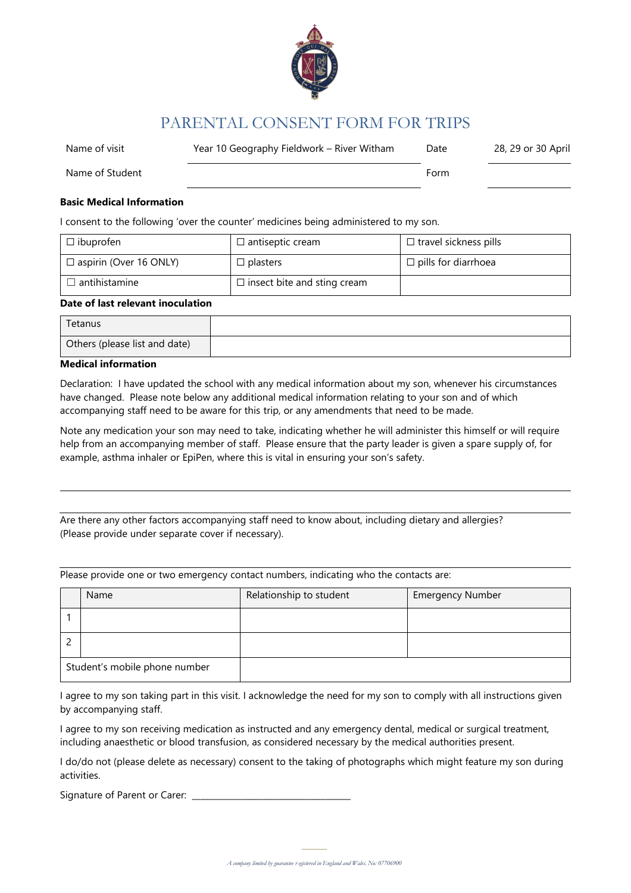# PARENTAL CONSENT FORM FOR TRIPS

| | | | |
|---|---|---|---|
| Name of visit | Year 10 Geography Fieldwork – River Witham | Date | 28, 29 or 30 April |
| Name of Student | | Form | |

**Basic Medical Information**

I consent to the following 'over the counter' medicines being administered to my son.

| | | |
|---|---|---|
| ☐ ibuprofen | ☐ antiseptic cream | ☐ travel sickness pills |
| ☐ aspirin (Over 16 ONLY) | ☐ plasters | ☐ pills for diarrhoea |
| ☐ antihistamine | ☐ insect bite and sting cream | |

**Date of last relevant inoculation**

| | |
|---|---|
| Tetanus | |
| Others (please list and date) | |

**Medical information**

Declaration: I have updated the school with any medical information about my son, whenever his circumstances have changed. Please note below any additional medical information relating to your son and of which accompanying staff need to be aware for this trip, or any amendments that need to be made.

Note any medication your son may need to take, indicating whether he will administer this himself or will require help from an accompanying member of staff. Please ensure that the party leader is given a spare supply of, for example, asthma inhaler or EpiPen, where this is vital in ensuring your son's safety.

Are there any other factors accompanying staff need to know about, including dietary and allergies? (Please provide under separate cover if necessary).

Please provide one or two emergency contact numbers, indicating who the contacts are:

| | Name | Relationship to student | Emergency Number |
|---|---|---|---|
| 1 | | | |
| 2 | | | |
| Student's mobile phone number | | | |

I agree to my son taking part in this visit. I acknowledge the need for my son to comply with all instructions given by accompanying staff.

I agree to my son receiving medication as instructed and any emergency dental, medical or surgical treatment, including anaesthetic or blood transfusion, as considered necessary by the medical authorities present.

I do/do not (please delete as necessary) consent to the taking of photographs which might feature my son during activities.

Signature of Parent or Carer: ___________________________________

*A company limited by guarantee registered in England and Wales. No: 07706900*